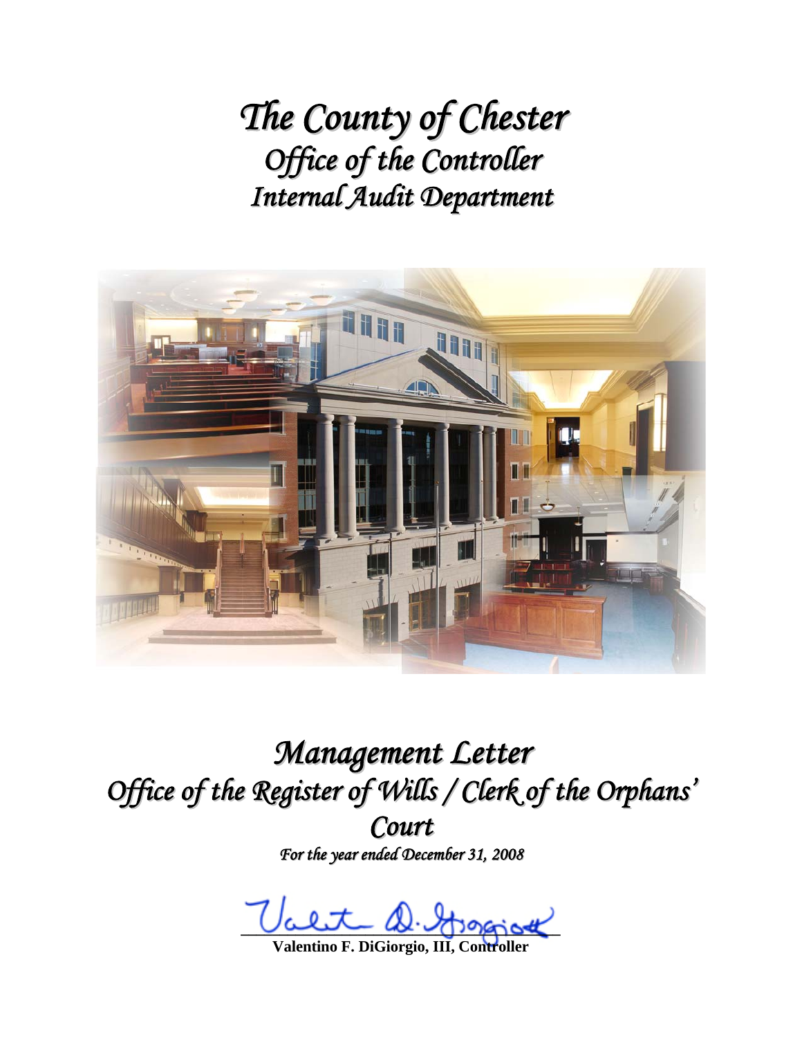# *The County of Chester*
## *Office of the Controller*
## *Internal Audit Department*

# *Management Letter*
## *Office of the Register of Wills / Clerk of the Orphans' Court*

*For the year ended December 31, 2008*

**Valentino F. DiGiorgio, III, Controller**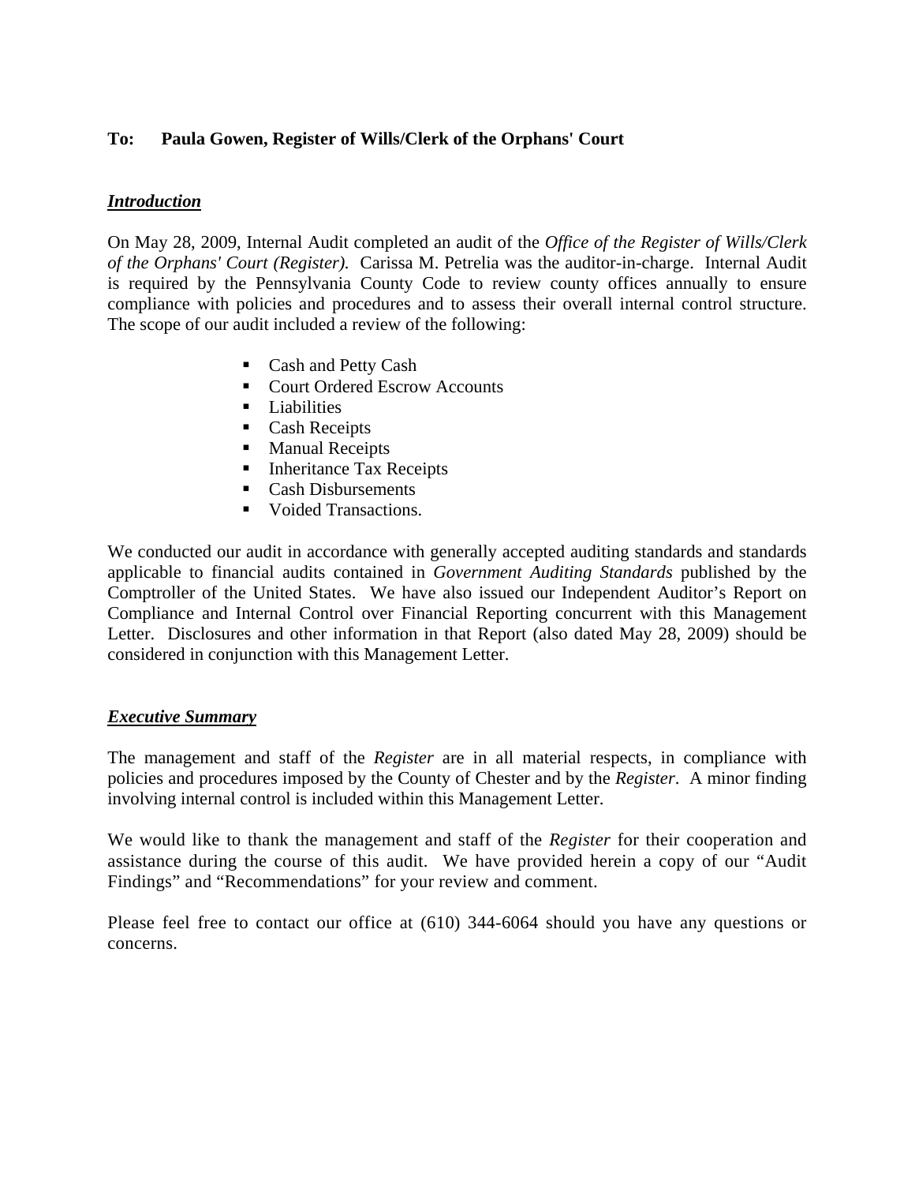**To: Paula Gowen, Register of Wills/Clerk of the Orphans' Court**

***Introduction***

On May 28, 2009, Internal Audit completed an audit of the *Office of the Register of Wills/Clerk of the Orphans' Court (Register).* Carissa M. Petrelia was the auditor-in-charge. Internal Audit is required by the Pennsylvania County Code to review county offices annually to ensure compliance with policies and procedures and to assess their overall internal control structure. The scope of our audit included a review of the following:

- Cash and Petty Cash
- Court Ordered Escrow Accounts
- Liabilities
- Cash Receipts
- Manual Receipts
- Inheritance Tax Receipts
- Cash Disbursements
- Voided Transactions.

We conducted our audit in accordance with generally accepted auditing standards and standards applicable to financial audits contained in *Government Auditing Standards* published by the Comptroller of the United States. We have also issued our Independent Auditor's Report on Compliance and Internal Control over Financial Reporting concurrent with this Management Letter. Disclosures and other information in that Report (also dated May 28, 2009) should be considered in conjunction with this Management Letter.

***Executive Summary***

The management and staff of the *Register* are in all material respects, in compliance with policies and procedures imposed by the County of Chester and by the *Register*. A minor finding involving internal control is included within this Management Letter.

We would like to thank the management and staff of the *Register* for their cooperation and assistance during the course of this audit. We have provided herein a copy of our "Audit Findings" and "Recommendations" for your review and comment.

Please feel free to contact our office at (610) 344-6064 should you have any questions or concerns.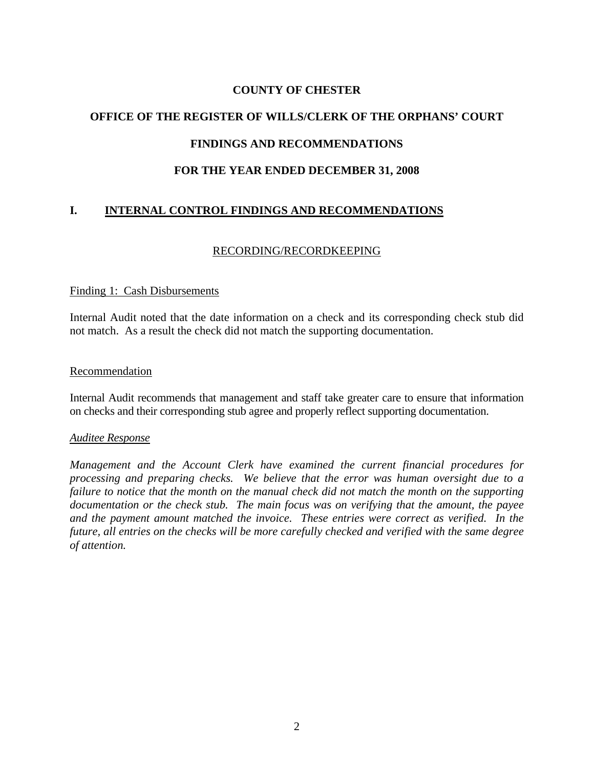**COUNTY OF CHESTER**

**OFFICE OF THE REGISTER OF WILLS/CLERK OF THE ORPHANS' COURT**

**FINDINGS AND RECOMMENDATIONS**

**FOR THE YEAR ENDED DECEMBER 31, 2008**

## I. INTERNAL CONTROL FINDINGS AND RECOMMENDATIONS

### RECORDING/RECORDKEEPING

Finding 1: Cash Disbursements

Internal Audit noted that the date information on a check and its corresponding check stub did not match. As a result the check did not match the supporting documentation.

Recommendation

Internal Audit recommends that management and staff take greater care to ensure that information on checks and their corresponding stub agree and properly reflect supporting documentation.

*Auditee Response*

*Management and the Account Clerk have examined the current financial procedures for processing and preparing checks. We believe that the error was human oversight due to a failure to notice that the month on the manual check did not match the month on the supporting documentation or the check stub. The main focus was on verifying that the amount, the payee and the payment amount matched the invoice. These entries were correct as verified. In the future, all entries on the checks will be more carefully checked and verified with the same degree of attention.*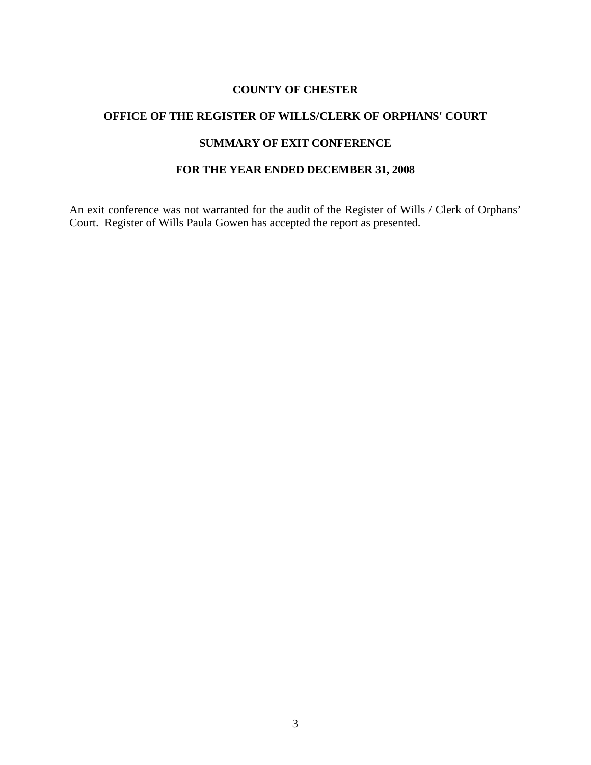# COUNTY OF CHESTER

## OFFICE OF THE REGISTER OF WILLS/CLERK OF ORPHANS' COURT

## SUMMARY OF EXIT CONFERENCE

## FOR THE YEAR ENDED DECEMBER 31, 2008

An exit conference was not warranted for the audit of the Register of Wills / Clerk of Orphans' Court. Register of Wills Paula Gowen has accepted the report as presented.